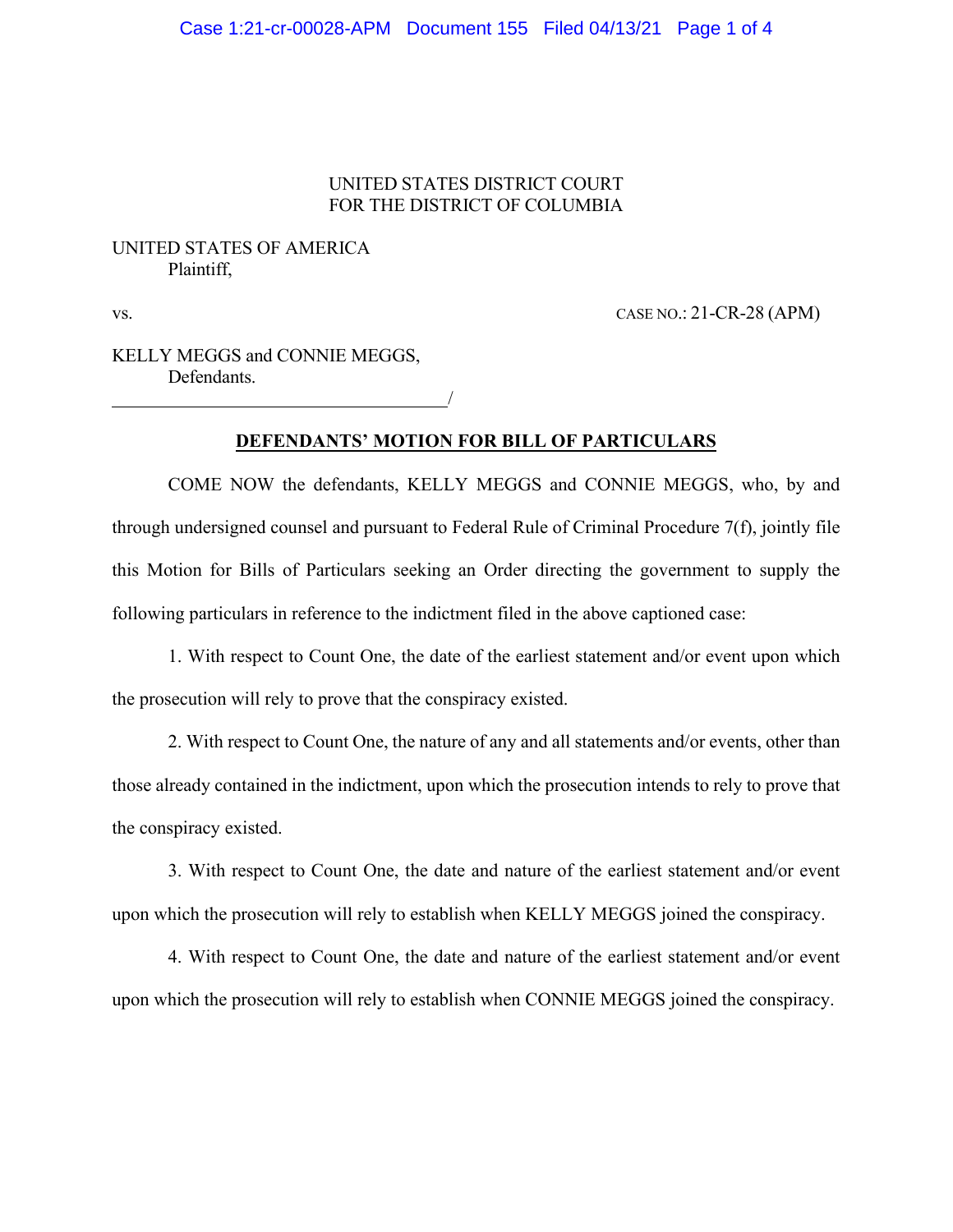UNITED STATES DISTRICT COURT
FOR THE DISTRICT OF COLUMBIA

UNITED STATES OF AMERICA
Plaintiff,

vs. CASE NO.: 21-CR-28 (APM)

KELLY MEGGS and CONNIE MEGGS,
Defendants.
_____________________________________/

## DEFENDANTS' MOTION FOR BILL OF PARTICULARS

COME NOW the defendants, KELLY MEGGS and CONNIE MEGGS, who, by and through undersigned counsel and pursuant to Federal Rule of Criminal Procedure 7(f), jointly file this Motion for Bills of Particulars seeking an Order directing the government to supply the following particulars in reference to the indictment filed in the above captioned case:

1. With respect to Count One, the date of the earliest statement and/or event upon which the prosecution will rely to prove that the conspiracy existed.

2. With respect to Count One, the nature of any and all statements and/or events, other than those already contained in the indictment, upon which the prosecution intends to rely to prove that the conspiracy existed.

3. With respect to Count One, the date and nature of the earliest statement and/or event upon which the prosecution will rely to establish when KELLY MEGGS joined the conspiracy.

4. With respect to Count One, the date and nature of the earliest statement and/or event upon which the prosecution will rely to establish when CONNIE MEGGS joined the conspiracy.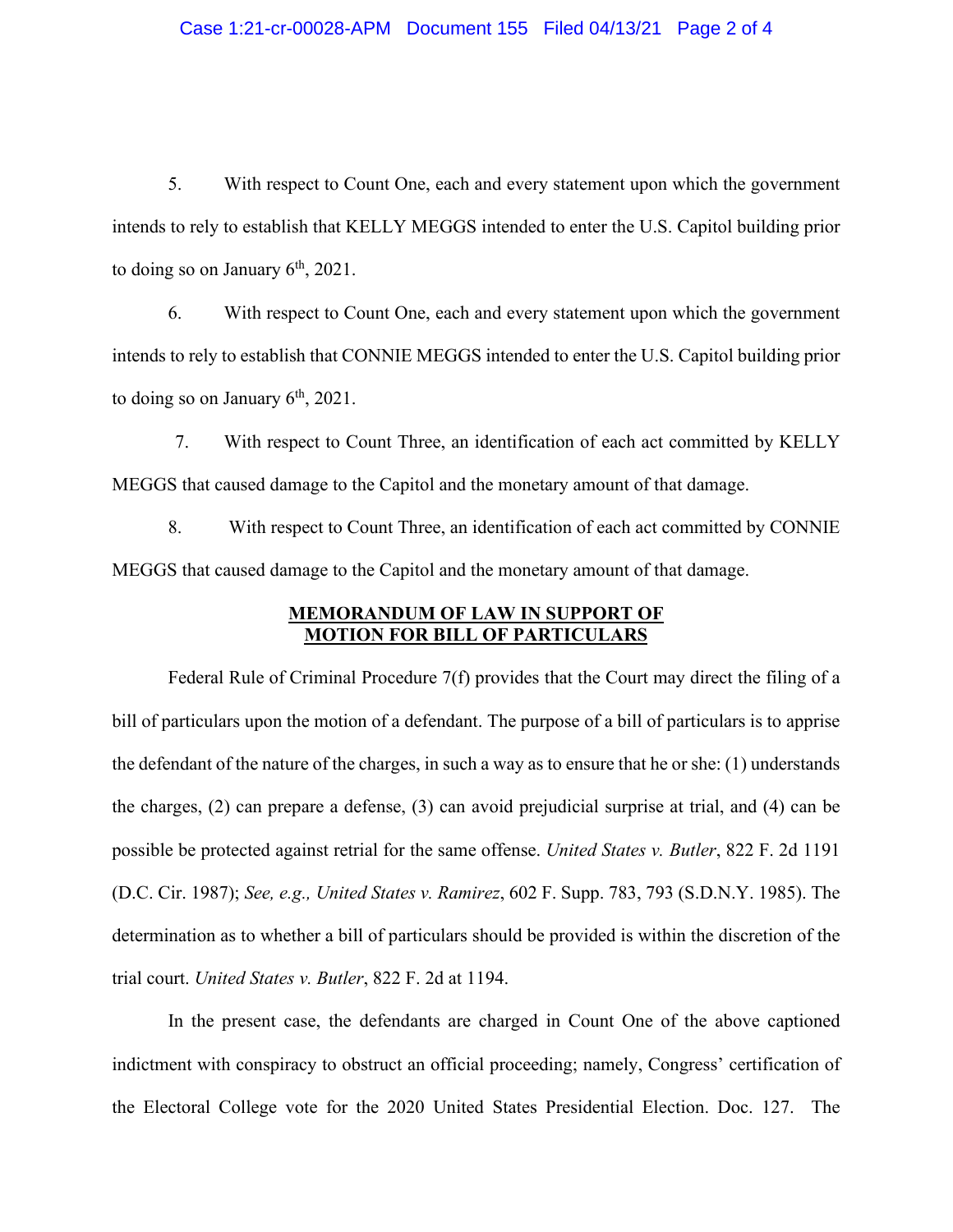5. With respect to Count One, each and every statement upon which the government intends to rely to establish that KELLY MEGGS intended to enter the U.S. Capitol building prior to doing so on January 6th, 2021.

6. With respect to Count One, each and every statement upon which the government intends to rely to establish that CONNIE MEGGS intended to enter the U.S. Capitol building prior to doing so on January 6th, 2021.

7. With respect to Count Three, an identification of each act committed by KELLY MEGGS that caused damage to the Capitol and the monetary amount of that damage.

8. With respect to Count Three, an identification of each act committed by CONNIE MEGGS that caused damage to the Capitol and the monetary amount of that damage.

**MEMORANDUM OF LAW IN SUPPORT OF MOTION FOR BILL OF PARTICULARS**

Federal Rule of Criminal Procedure 7(f) provides that the Court may direct the filing of a bill of particulars upon the motion of a defendant. The purpose of a bill of particulars is to apprise the defendant of the nature of the charges, in such a way as to ensure that he or she: (1) understands the charges, (2) can prepare a defense, (3) can avoid prejudicial surprise at trial, and (4) can be possible be protected against retrial for the same offense. *United States v. Butler*, 822 F. 2d 1191 (D.C. Cir. 1987); *See, e.g., United States v. Ramirez*, 602 F. Supp. 783, 793 (S.D.N.Y. 1985). The determination as to whether a bill of particulars should be provided is within the discretion of the trial court. *United States v. Butler*, 822 F. 2d at 1194.

In the present case, the defendants are charged in Count One of the above captioned indictment with conspiracy to obstruct an official proceeding; namely, Congress' certification of the Electoral College vote for the 2020 United States Presidential Election. Doc. 127. The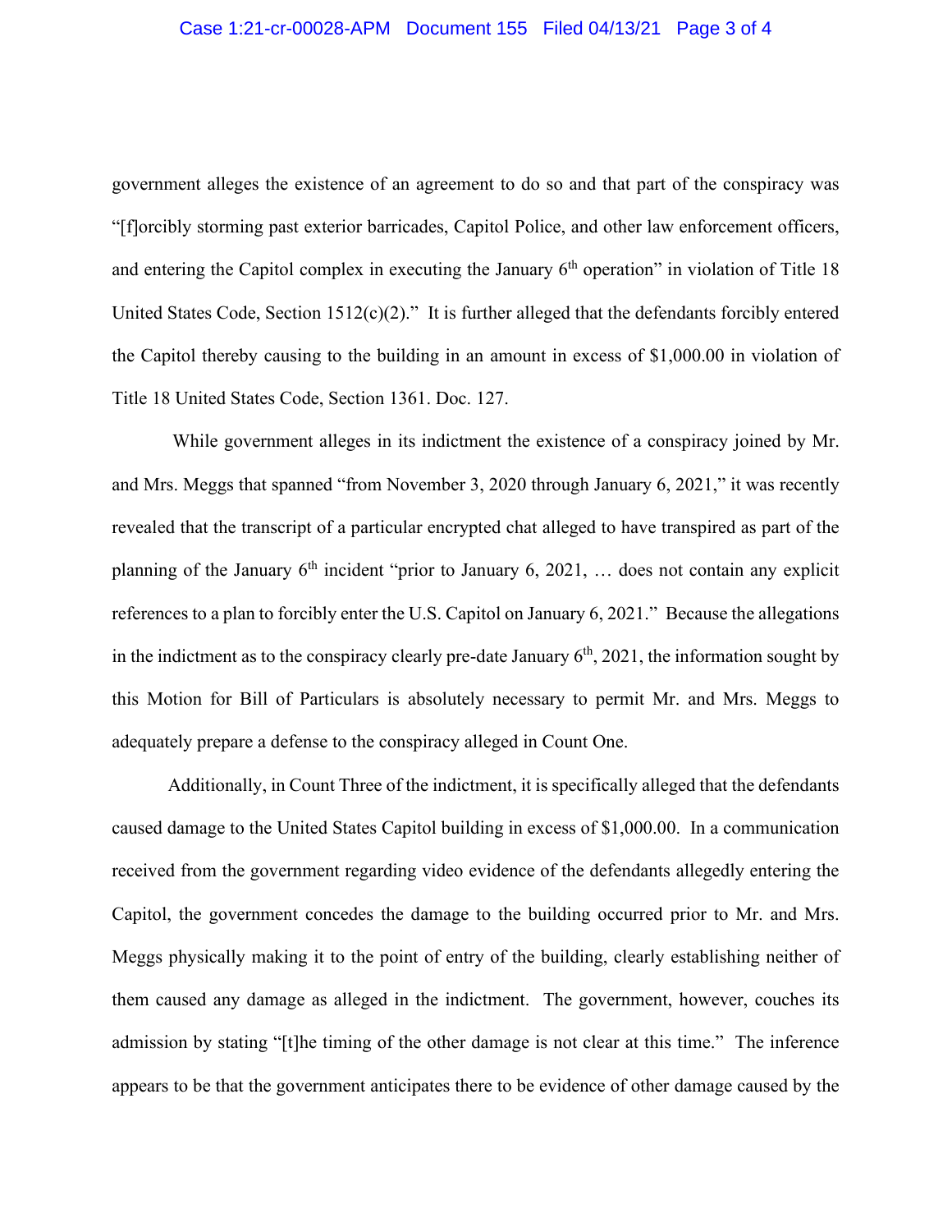government alleges the existence of an agreement to do so and that part of the conspiracy was "[f]orcibly storming past exterior barricades, Capitol Police, and other law enforcement officers, and entering the Capitol complex in executing the January 6th operation" in violation of Title 18 United States Code, Section 1512(c)(2)." It is further alleged that the defendants forcibly entered the Capitol thereby causing to the building in an amount in excess of $1,000.00 in violation of Title 18 United States Code, Section 1361. Doc. 127.

While government alleges in its indictment the existence of a conspiracy joined by Mr. and Mrs. Meggs that spanned "from November 3, 2020 through January 6, 2021," it was recently revealed that the transcript of a particular encrypted chat alleged to have transpired as part of the planning of the January 6th incident "prior to January 6, 2021, … does not contain any explicit references to a plan to forcibly enter the U.S. Capitol on January 6, 2021." Because the allegations in the indictment as to the conspiracy clearly pre-date January 6th, 2021, the information sought by this Motion for Bill of Particulars is absolutely necessary to permit Mr. and Mrs. Meggs to adequately prepare a defense to the conspiracy alleged in Count One.

Additionally, in Count Three of the indictment, it is specifically alleged that the defendants caused damage to the United States Capitol building in excess of $1,000.00. In a communication received from the government regarding video evidence of the defendants allegedly entering the Capitol, the government concedes the damage to the building occurred prior to Mr. and Mrs. Meggs physically making it to the point of entry of the building, clearly establishing neither of them caused any damage as alleged in the indictment. The government, however, couches its admission by stating "[t]he timing of the other damage is not clear at this time." The inference appears to be that the government anticipates there to be evidence of other damage caused by the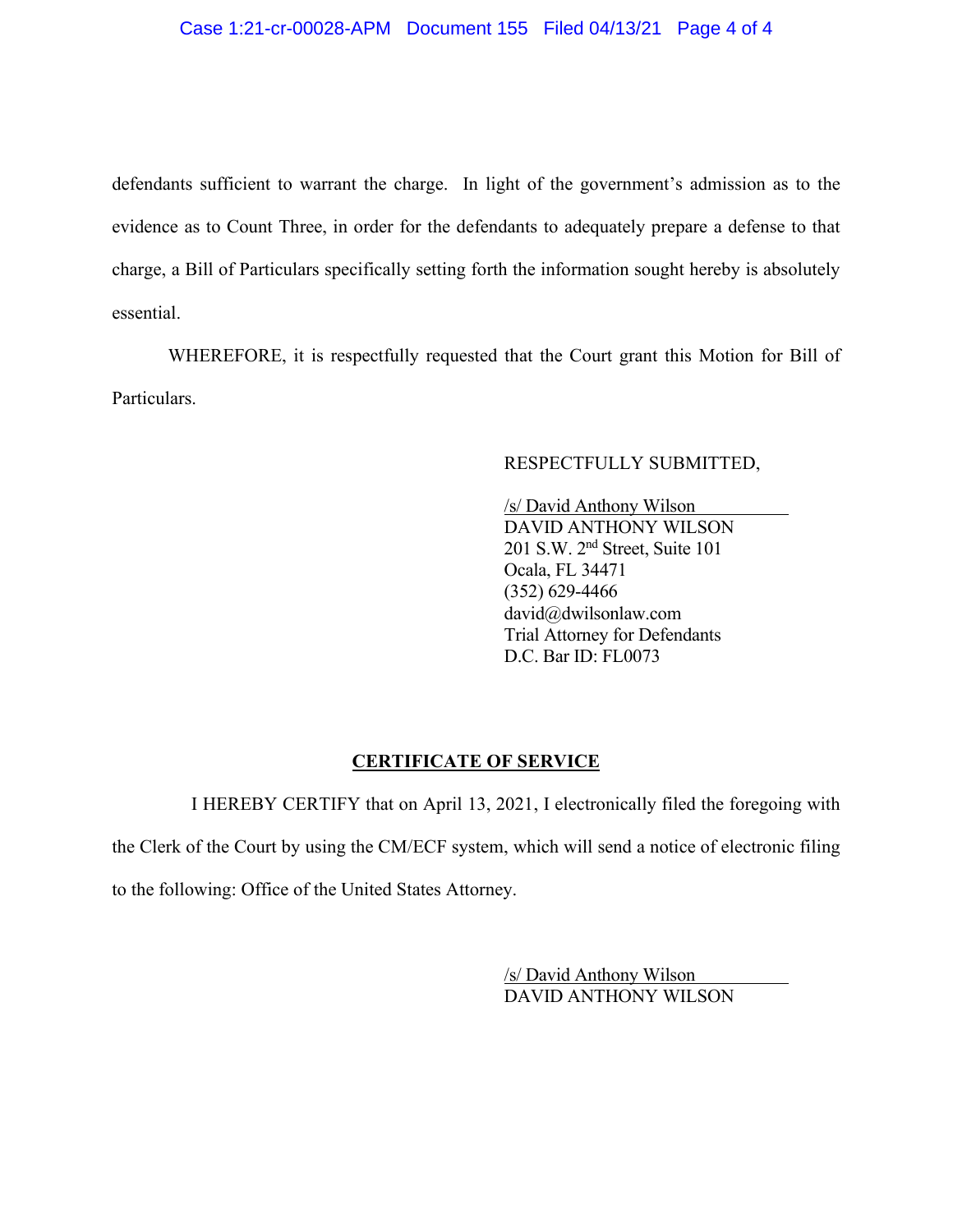defendants sufficient to warrant the charge. In light of the government's admission as to the evidence as to Count Three, in order for the defendants to adequately prepare a defense to that charge, a Bill of Particulars specifically setting forth the information sought hereby is absolutely essential.

WHEREFORE, it is respectfully requested that the Court grant this Motion for Bill of Particulars.

RESPECTFULLY SUBMITTED,

/s/ David Anthony Wilson
DAVID ANTHONY WILSON
201 S.W. 2nd Street, Suite 101
Ocala, FL 34471
(352) 629-4466
david@dwilsonlaw.com
Trial Attorney for Defendants
D.C. Bar ID: FL0073

**CERTIFICATE OF SERVICE**

I HEREBY CERTIFY that on April 13, 2021, I electronically filed the foregoing with the Clerk of the Court by using the CM/ECF system, which will send a notice of electronic filing to the following: Office of the United States Attorney.

/s/ David Anthony Wilson
DAVID ANTHONY WILSON